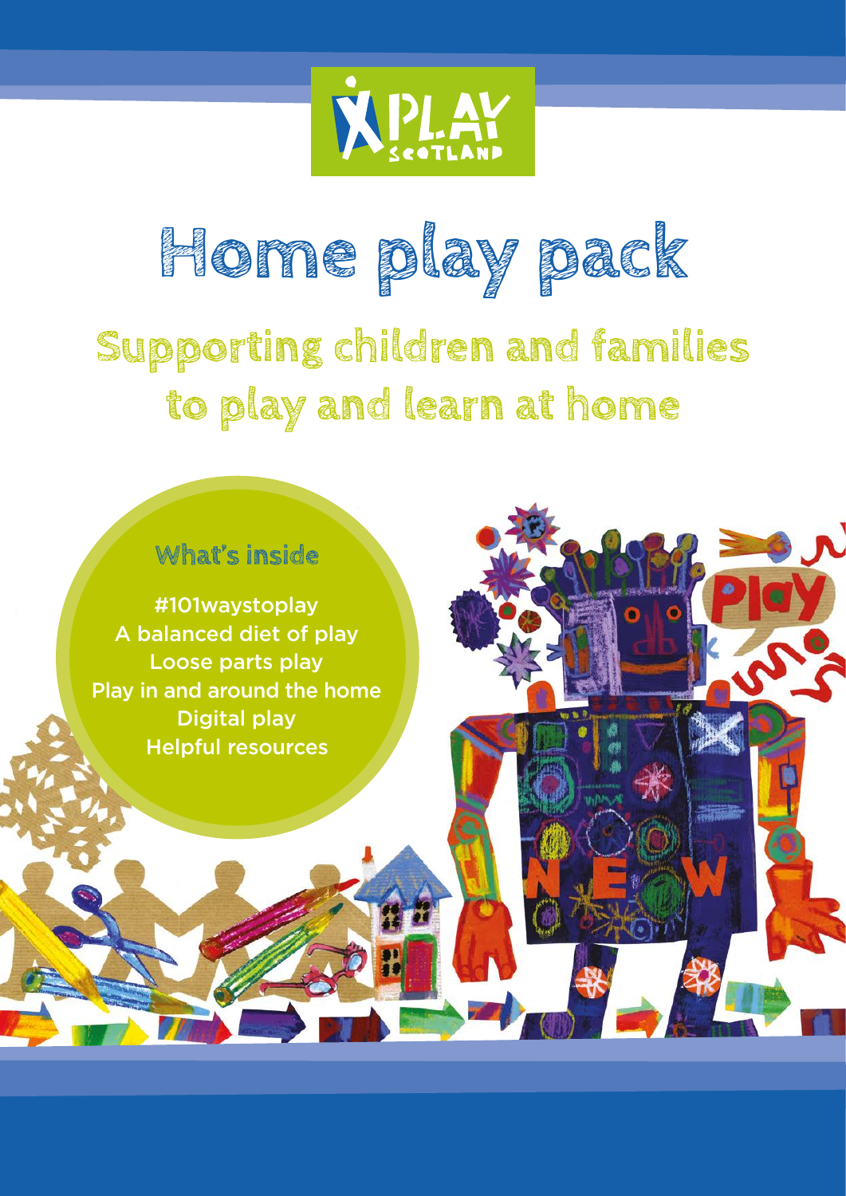PLAY SCOTLAND

# Home play pack

## Supporting children and families to play and learn at home

### What's inside

#101waystoplay
A balanced diet of play
Loose parts play
Play in and around the home
Digital play
Helpful resources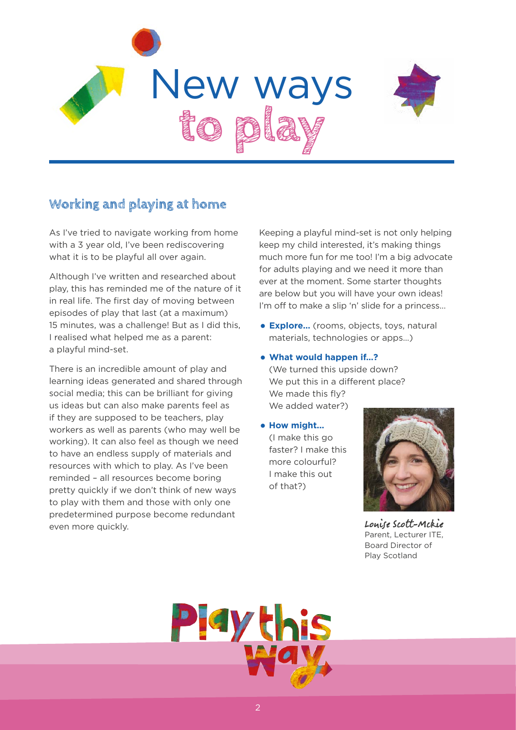# New ways to play

## Working and playing at home

As I've tried to navigate working from home with a 3 year old, I've been rediscovering what it is to be playful all over again.

Although I've written and researched about play, this has reminded me of the nature of it in real life. The first day of moving between episodes of play that last (at a maximum) 15 minutes, was a challenge! But as I did this, I realised what helped me as a parent: a playful mind-set.

There is an incredible amount of play and learning ideas generated and shared through social media; this can be brilliant for giving us ideas but can also make parents feel as if they are supposed to be teachers, play workers as well as parents (who may well be working). It can also feel as though we need to have an endless supply of materials and resources with which to play. As I've been reminded – all resources become boring pretty quickly if we don't think of new ways to play with them and those with only one predetermined purpose become redundant even more quickly.

Keeping a playful mind-set is not only helping keep my child interested, it's making things much more fun for me too! I'm a big advocate for adults playing and we need it more than ever at the moment. Some starter thoughts are below but you will have your own ideas! I'm off to make a slip 'n' slide for a princess...

- **Explore...** (rooms, objects, toys, natural materials, technologies or apps...)
- **What would happen if...?** (We turned this upside down? We put this in a different place? We made this fly? We added water?)
- **How might...** (I make this go faster? I make this more colourful? I make this out of that?)

Louise Scott-Mckie
Parent, Lecturer ITE, Board Director of Play Scotland

Play this way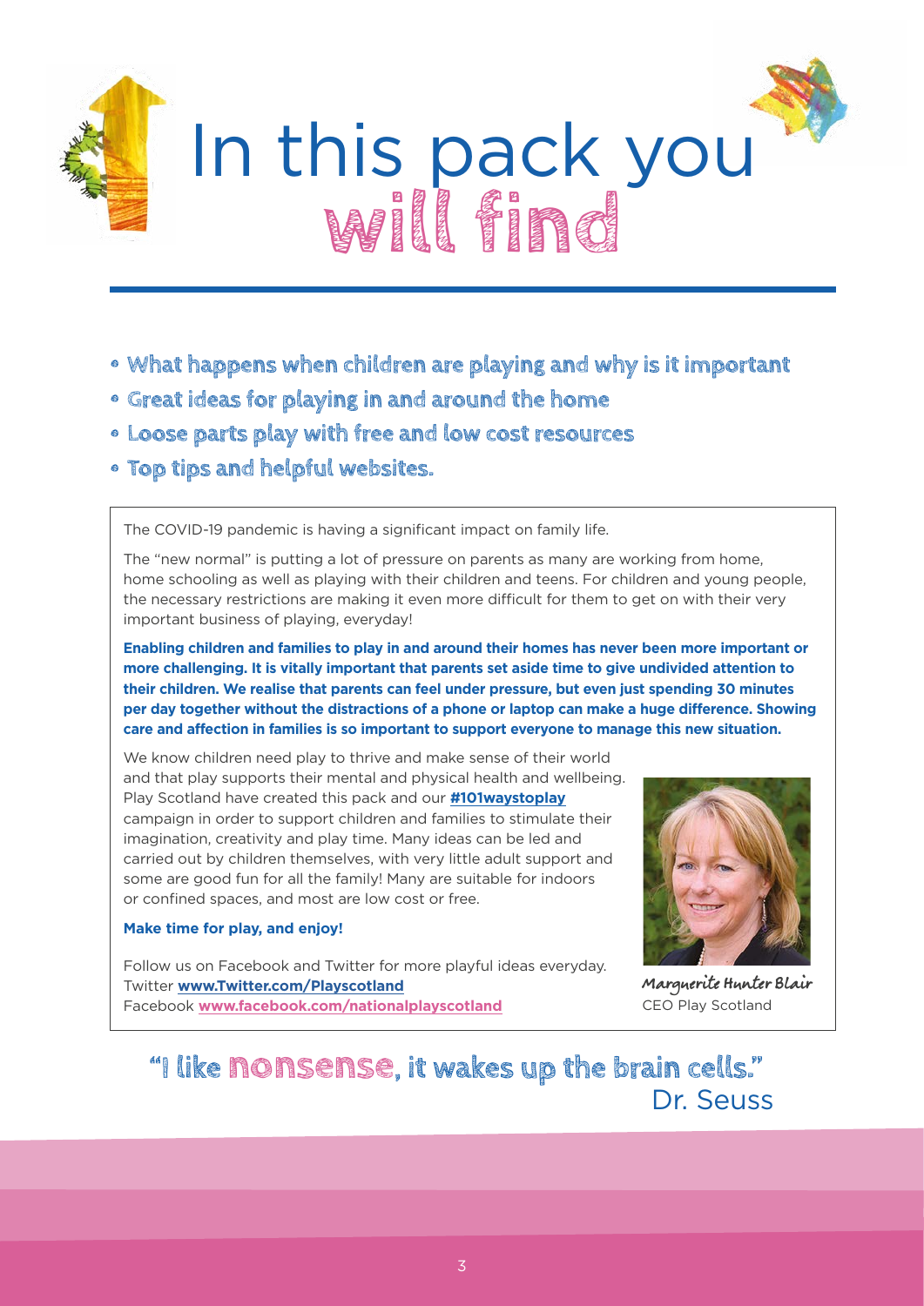# In this pack you will find

- What happens when children are playing and why is it important
- Great ideas for playing in and around the home
- Loose parts play with free and low cost resources
- Top tips and helpful websites.

The COVID-19 pandemic is having a significant impact on family life.

The "new normal" is putting a lot of pressure on parents as many are working from home, home schooling as well as playing with their children and teens. For children and young people, the necessary restrictions are making it even more difficult for them to get on with their very important business of playing, everyday!

**Enabling children and families to play in and around their homes has never been more important or more challenging. It is vitally important that parents set aside time to give undivided attention to their children. We realise that parents can feel under pressure, but even just spending 30 minutes per day together without the distractions of a phone or laptop can make a huge difference. Showing care and affection in families is so important to support everyone to manage this new situation.**

We know children need play to thrive and make sense of their world and that play supports their mental and physical health and wellbeing. Play Scotland have created this pack and our **#101waystoplay** campaign in order to support children and families to stimulate their imagination, creativity and play time. Many ideas can be led and carried out by children themselves, with very little adult support and some are good fun for all the family! Many are suitable for indoors or confined spaces, and most are low cost or free.

**Make time for play, and enjoy!**

Follow us on Facebook and Twitter for more playful ideas everyday.
Twitter **www.Twitter.com/Playscotland**
Facebook **www.facebook.com/nationalplayscotland**

Marguerite Hunter Blair
CEO Play Scotland

"I like nonsense, it wakes up the brain cells."
Dr. Seuss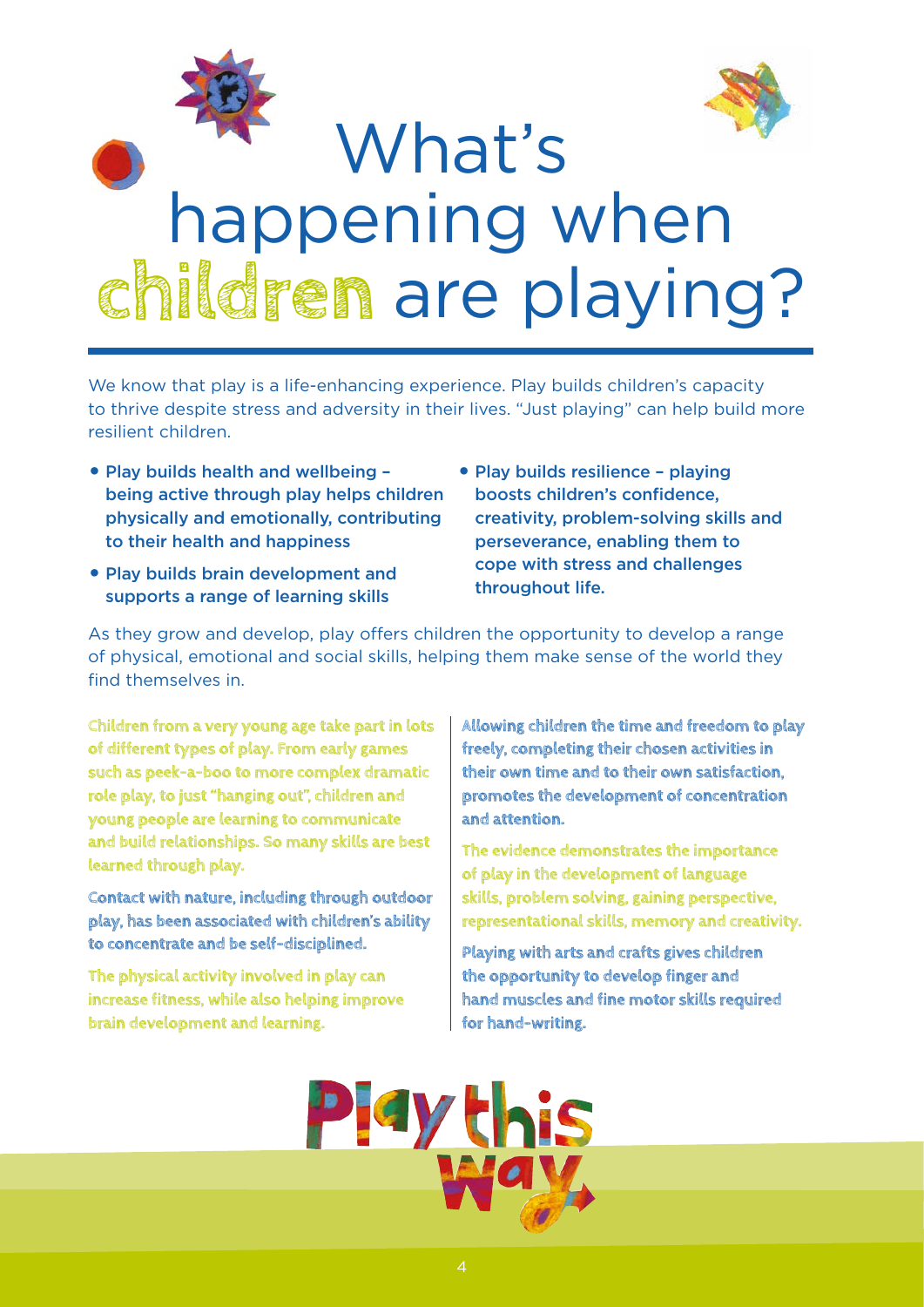# What's happening when children are playing?

We know that play is a life-enhancing experience. Play builds children's capacity to thrive despite stress and adversity in their lives. "Just playing" can help build more resilient children.

- Play builds health and wellbeing – being active through play helps children physically and emotionally, contributing to their health and happiness
- Play builds brain development and supports a range of learning skills
- Play builds resilience – playing boosts children's confidence, creativity, problem-solving skills and perseverance, enabling them to cope with stress and challenges throughout life.

As they grow and develop, play offers children the opportunity to develop a range of physical, emotional and social skills, helping them make sense of the world they find themselves in.

Children from a very young age take part in lots of different types of play. From early games such as peek-a-boo to more complex dramatic role play, to just "hanging out", children and young people are learning to communicate and build relationships. So many skills are best learned through play.

Contact with nature, including through outdoor play, has been associated with children's ability to concentrate and be self-disciplined.

The physical activity involved in play can increase fitness, while also helping improve brain development and learning.

Allowing children the time and freedom to play freely, completing their chosen activities in their own time and to their own satisfaction, promotes the development of concentration and attention.

The evidence demonstrates the importance of play in the development of language skills, problem solving, gaining perspective, representational skills, memory and creativity.

Playing with arts and crafts gives children the opportunity to develop finger and hand muscles and fine motor skills required for hand-writing.

Play this way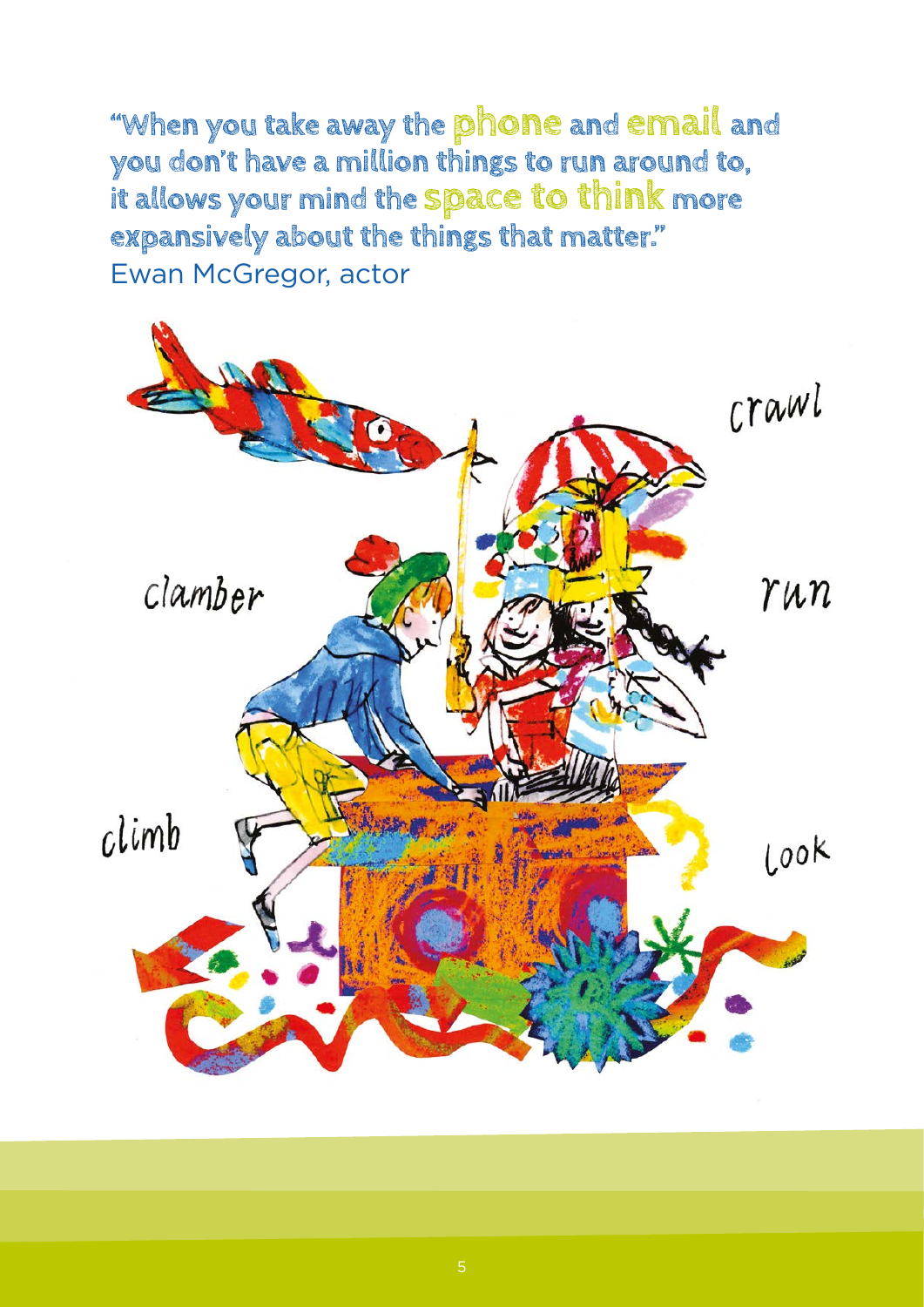"When you take away the **phone** and **email** and you don't have a million things to run around to, it allows your mind the **space to think** more expansively about the things that matter."
Ewan McGregor, actor

crawl

clamber

run

climb

look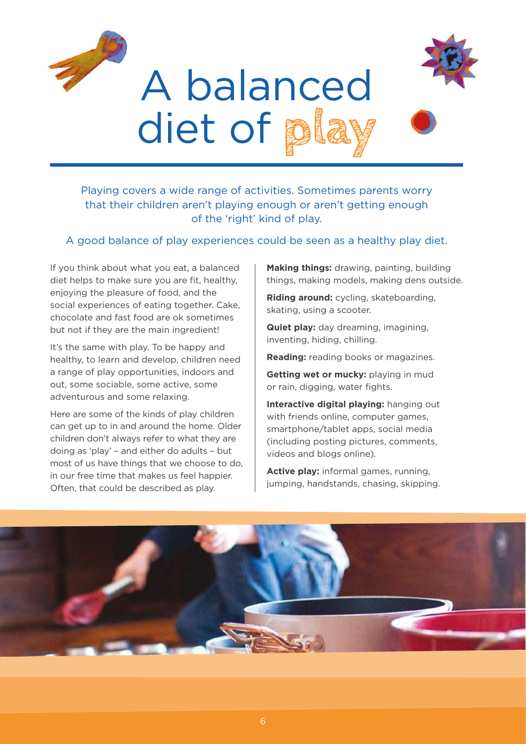# A balanced diet of play

Playing covers a wide range of activities. Sometimes parents worry that their children aren't playing enough or aren't getting enough of the 'right' kind of play.

A good balance of play experiences could be seen as a healthy play diet.

If you think about what you eat, a balanced diet helps to make sure you are fit, healthy, enjoying the pleasure of food, and the social experiences of eating together. Cake, chocolate and fast food are ok sometimes but not if they are the main ingredient!

It's the same with play. To be happy and healthy, to learn and develop, children need a range of play opportunities, indoors and out, some sociable, some active, some adventurous and some relaxing.

Here are some of the kinds of play children can get up to in and around the home. Older children don't always refer to what they are doing as 'play' – and either do adults – but most of us have things that we choose to do, in our free time that makes us feel happier. Often, that could be described as play.

**Making things:** drawing, painting, building things, making models, making dens outside.

**Riding around:** cycling, skateboarding, skating, using a scooter.

**Quiet play:** day dreaming, imagining, inventing, hiding, chilling.

**Reading:** reading books or magazines.

**Getting wet or mucky:** playing in mud or rain, digging, water fights.

**Interactive digital playing:** hanging out with friends online, computer games, smartphone/tablet apps, social media (including posting pictures, comments, videos and blogs online).

**Active play:** informal games, running, jumping, handstands, chasing, skipping.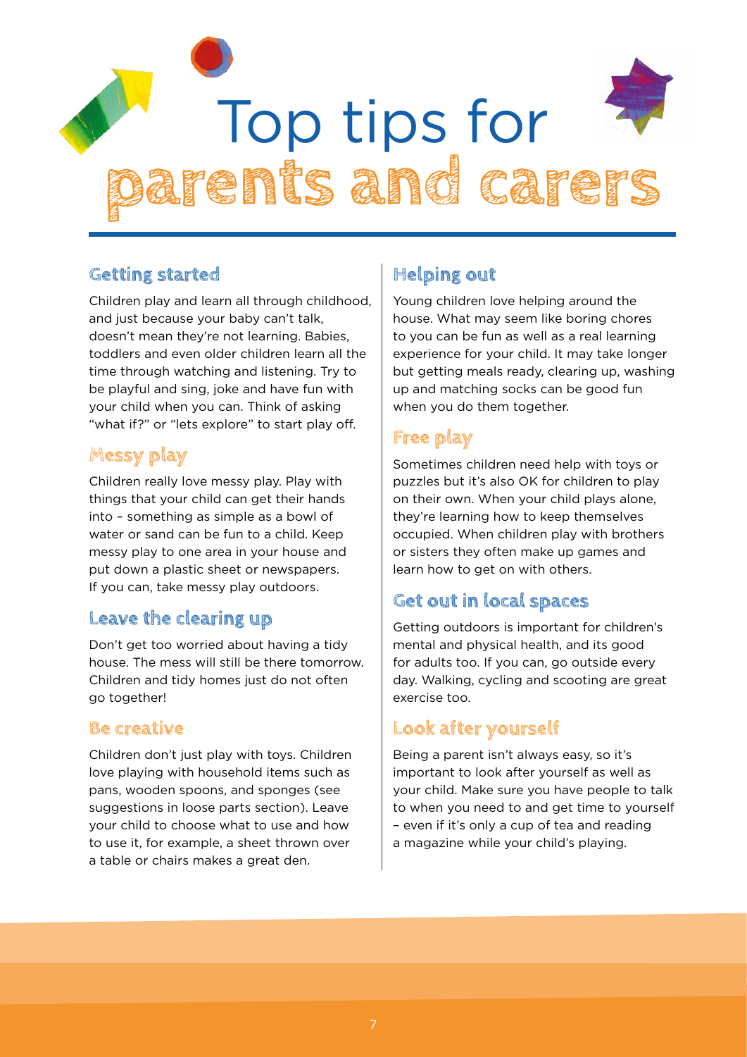# Top tips for parents and carers

## Getting started

Children play and learn all through childhood, and just because your baby can't talk, doesn't mean they're not learning. Babies, toddlers and even older children learn all the time through watching and listening. Try to be playful and sing, joke and have fun with your child when you can. Think of asking "what if?" or "lets explore" to start play off.

## Messy play

Children really love messy play. Play with things that your child can get their hands into – something as simple as a bowl of water or sand can be fun to a child. Keep messy play to one area in your house and put down a plastic sheet or newspapers. If you can, take messy play outdoors.

## Leave the clearing up

Don't get too worried about having a tidy house. The mess will still be there tomorrow. Children and tidy homes just do not often go together!

## Be creative

Children don't just play with toys. Children love playing with household items such as pans, wooden spoons, and sponges (see suggestions in loose parts section). Leave your child to choose what to use and how to use it, for example, a sheet thrown over a table or chairs makes a great den.

## Helping out

Young children love helping around the house. What may seem like boring chores to you can be fun as well as a real learning experience for your child. It may take longer but getting meals ready, clearing up, washing up and matching socks can be good fun when you do them together.

## Free play

Sometimes children need help with toys or puzzles but it's also OK for children to play on their own. When your child plays alone, they're learning how to keep themselves occupied. When children play with brothers or sisters they often make up games and learn how to get on with others.

## Get out in local spaces

Getting outdoors is important for children's mental and physical health, and its good for adults too. If you can, go outside every day. Walking, cycling and scooting are great exercise too.

## Look after yourself

Being a parent isn't always easy, so it's important to look after yourself as well as your child. Make sure you have people to talk to when you need to and get time to yourself – even if it's only a cup of tea and reading a magazine while your child's playing.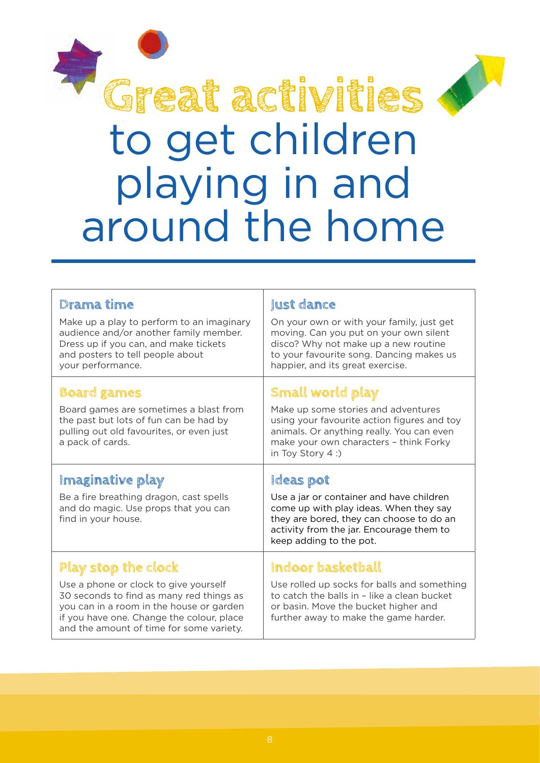# Great activities to get children playing in and around the home

### Drama time

Make up a play to perform to an imaginary audience and/or another family member. Dress up if you can, and make tickets and posters to tell people about your performance.

### Just dance

On your own or with your family, just get moving. Can you put on your own silent disco? Why not make up a new routine to your favourite song. Dancing makes us happier, and its great exercise.

### Board games

Board games are sometimes a blast from the past but lots of fun can be had by pulling out old favourites, or even just a pack of cards.

### Small world play

Make up some stories and adventures using your favourite action figures and toy animals. Or anything really. You can even make your own characters – think Forky in Toy Story 4 :)

### Imaginative play

Be a fire breathing dragon, cast spells and do magic. Use props that you can find in your house.

### Ideas pot

Use a jar or container and have children come up with play ideas. When they say they are bored, they can choose to do an activity from the jar. Encourage them to keep adding to the pot.

### Play stop the clock

Use a phone or clock to give yourself 30 seconds to find as many red things as you can in a room in the house or garden if you have one. Change the colour, place and the amount of time for some variety.

### Indoor basketball

Use rolled up socks for balls and something to catch the balls in – like a clean bucket or basin. Move the bucket higher and further away to make the game harder.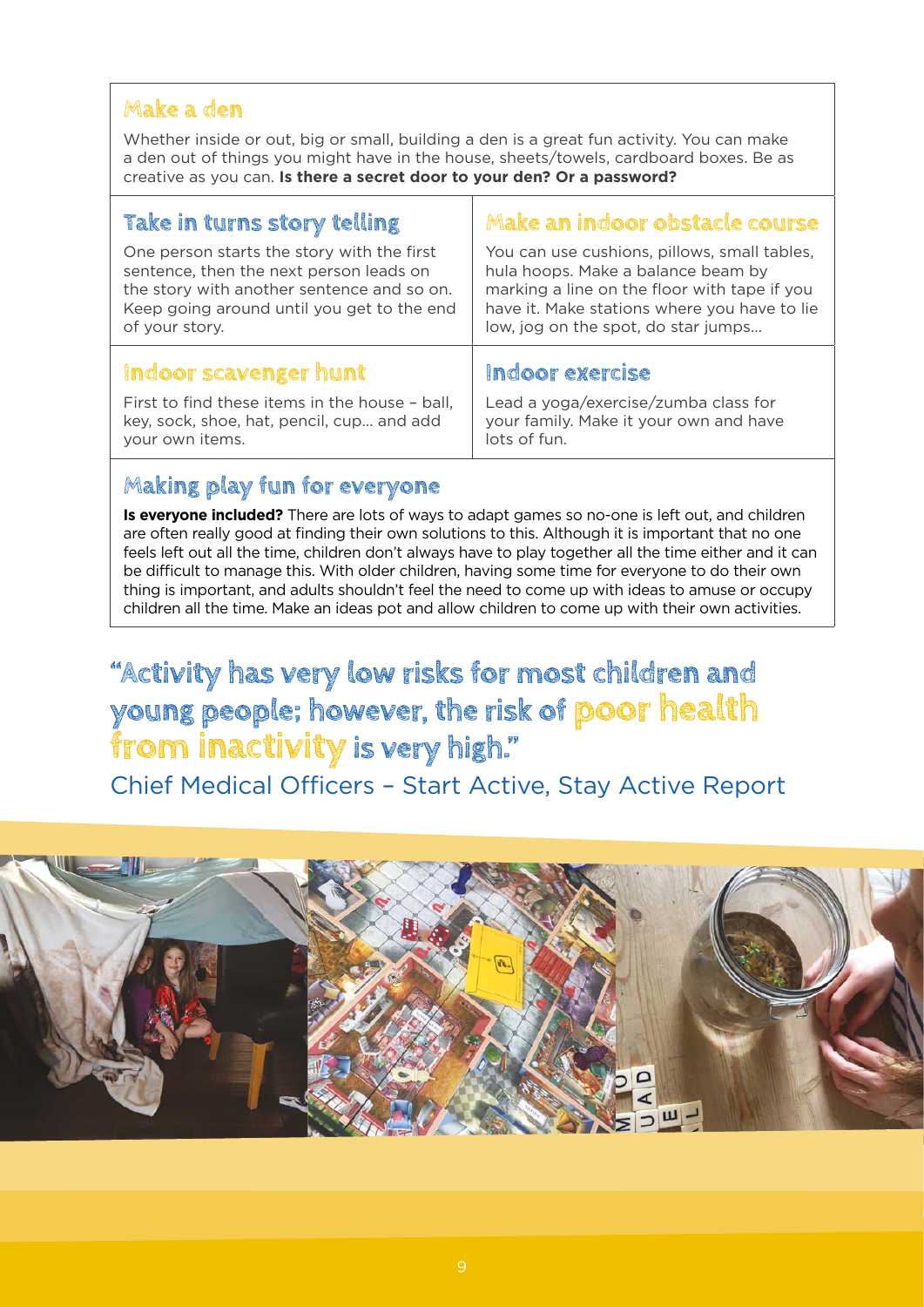## Make a den

Whether inside or out, big or small, building a den is a great fun activity. You can make a den out of things you might have in the house, sheets/towels, cardboard boxes. Be as creative as you can. **Is there a secret door to your den? Or a password?**

## Take in turns story telling

One person starts the story with the first sentence, then the next person leads on the story with another sentence and so on. Keep going around until you get to the end of your story.

## Make an indoor obstacle course

You can use cushions, pillows, small tables, hula hoops. Make a balance beam by marking a line on the floor with tape if you have it. Make stations where you have to lie low, jog on the spot, do star jumps...

## Indoor scavenger hunt

First to find these items in the house – ball, key, sock, shoe, hat, pencil, cup... and add your own items.

## Indoor exercise

Lead a yoga/exercise/zumba class for your family. Make it your own and have lots of fun.

## Making play fun for everyone

**Is everyone included?** There are lots of ways to adapt games so no-one is left out, and children are often really good at finding their own solutions to this. Although it is important that no one feels left out all the time, children don't always have to play together all the time either and it can be difficult to manage this. With older children, having some time for everyone to do their own thing is important, and adults shouldn't feel the need to come up with ideas to amuse or occupy children all the time. Make an ideas pot and allow children to come up with their own activities.

> "Activity has very low risks for most children and young people; however, the risk of poor health from inactivity is very high."

Chief Medical Officers – Start Active, Stay Active Report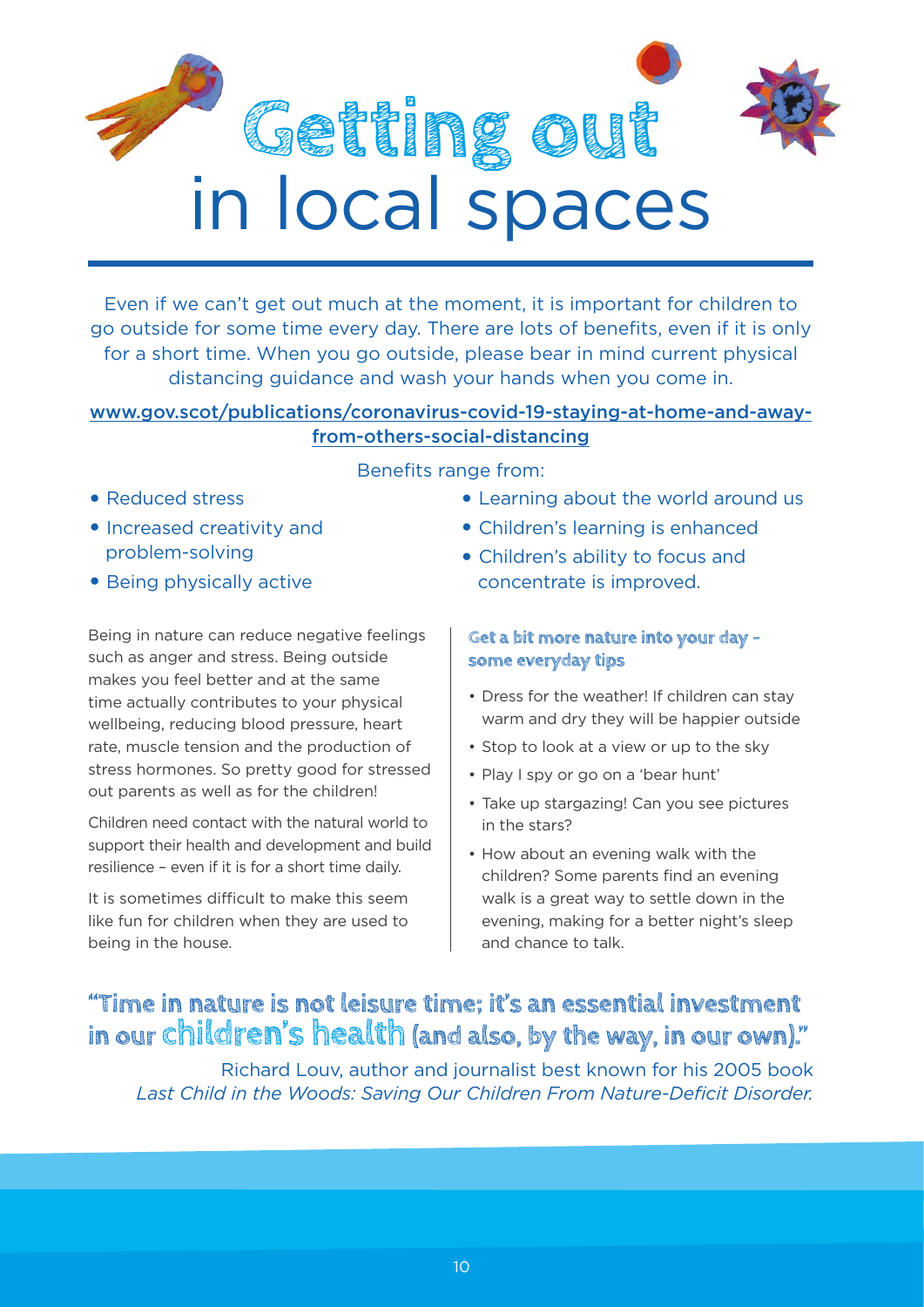# Getting out in local spaces

Even if we can't get out much at the moment, it is important for children to go outside for some time every day. There are lots of benefits, even if it is only for a short time. When you go outside, please bear in mind current physical distancing guidance and wash your hands when you come in.

www.gov.scot/publications/coronavirus-covid-19-staying-at-home-and-away-from-others-social-distancing

Benefits range from:

- Reduced stress
- Increased creativity and problem-solving
- Being physically active
- Learning about the world around us
- Children's learning is enhanced
- Children's ability to focus and concentrate is improved.

Being in nature can reduce negative feelings such as anger and stress. Being outside makes you feel better and at the same time actually contributes to your physical wellbeing, reducing blood pressure, heart rate, muscle tension and the production of stress hormones. So pretty good for stressed out parents as well as for the children!

Children need contact with the natural world to support their health and development and build resilience – even if it is for a short time daily.

It is sometimes difficult to make this seem like fun for children when they are used to being in the house.

### Get a bit more nature into your day – some everyday tips

- Dress for the weather! If children can stay warm and dry they will be happier outside
- Stop to look at a view or up to the sky
- Play I spy or go on a 'bear hunt'
- Take up stargazing! Can you see pictures in the stars?
- How about an evening walk with the children? Some parents find an evening walk is a great way to settle down in the evening, making for a better night's sleep and chance to talk.

**"Time in nature is not leisure time; it's an essential investment in our children's health (and also, by the way, in our own)."**

Richard Louv, author and journalist best known for his 2005 book *Last Child in the Woods: Saving Our Children From Nature-Deficit Disorder.*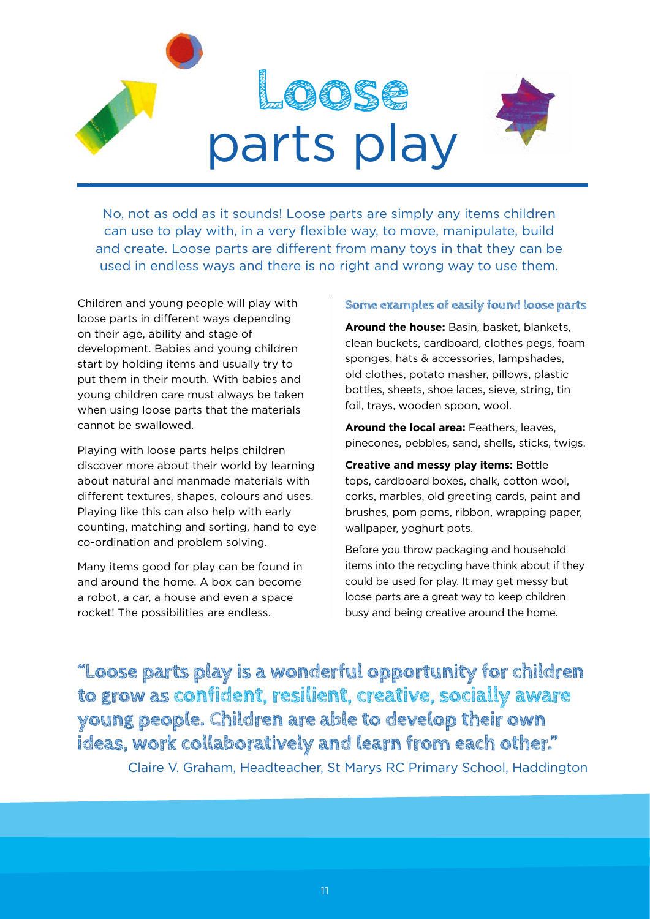# Loose parts play

No, not as odd as it sounds! Loose parts are simply any items children can use to play with, in a very flexible way, to move, manipulate, build and create. Loose parts are different from many toys in that they can be used in endless ways and there is no right and wrong way to use them.

Children and young people will play with loose parts in different ways depending on their age, ability and stage of development. Babies and young children start by holding items and usually try to put them in their mouth. With babies and young children care must always be taken when using loose parts that the materials cannot be swallowed.

Playing with loose parts helps children discover more about their world by learning about natural and manmade materials with different textures, shapes, colours and uses. Playing like this can also help with early counting, matching and sorting, hand to eye co-ordination and problem solving.

Many items good for play can be found in and around the home. A box can become a robot, a car, a house and even a space rocket! The possibilities are endless.

### Some examples of easily found loose parts

**Around the house:** Basin, basket, blankets, clean buckets, cardboard, clothes pegs, foam sponges, hats & accessories, lampshades, old clothes, potato masher, pillows, plastic bottles, sheets, shoe laces, sieve, string, tin foil, trays, wooden spoon, wool.

**Around the local area:** Feathers, leaves, pinecones, pebbles, sand, shells, sticks, twigs.

**Creative and messy play items:** Bottle tops, cardboard boxes, chalk, cotton wool, corks, marbles, old greeting cards, paint and brushes, pom poms, ribbon, wrapping paper, wallpaper, yoghurt pots.

Before you throw packaging and household items into the recycling have think about if they could be used for play. It may get messy but loose parts are a great way to keep children busy and being creative around the home.

"Loose parts play is a wonderful opportunity for children to grow as confident, resilient, creative, socially aware young people. Children are able to develop their own ideas, work collaboratively and learn from each other."

Claire V. Graham, Headteacher, St Marys RC Primary School, Haddington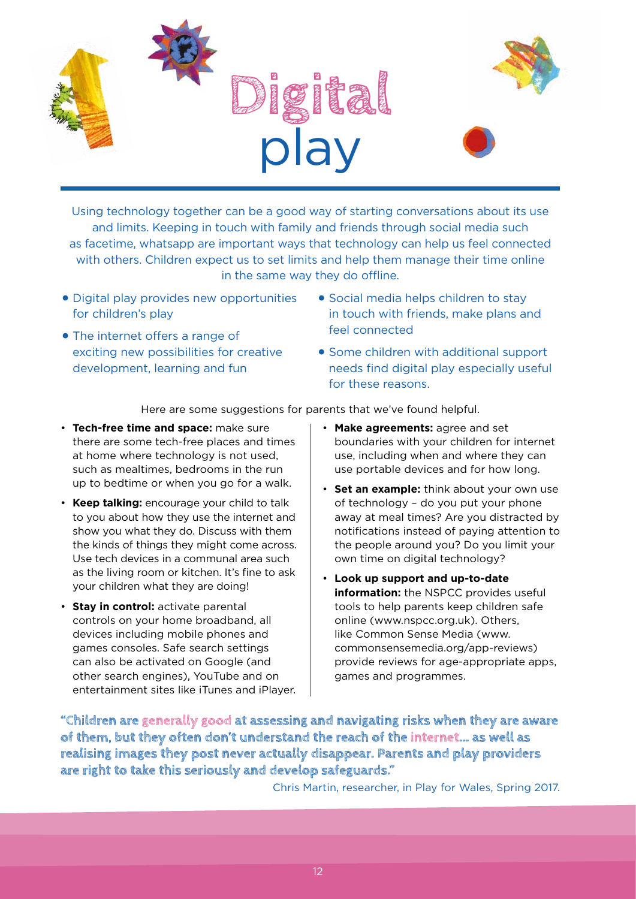# Digital play

Using technology together can be a good way of starting conversations about its use and limits. Keeping in touch with family and friends through social media such as facetime, whatsapp are important ways that technology can help us feel connected with others. Children expect us to set limits and help them manage their time online in the same way they do offline.

- Digital play provides new opportunities for children's play
- The internet offers a range of exciting new possibilities for creative development, learning and fun
- Social media helps children to stay in touch with friends, make plans and feel connected
- Some children with additional support needs find digital play especially useful for these reasons.

Here are some suggestions for parents that we've found helpful.

- **Tech-free time and space:** make sure there are some tech-free places and times at home where technology is not used, such as mealtimes, bedrooms in the run up to bedtime or when you go for a walk.
- **Keep talking:** encourage your child to talk to you about how they use the internet and show you what they do. Discuss with them the kinds of things they might come across. Use tech devices in a communal area such as the living room or kitchen. It's fine to ask your children what they are doing!
- **Stay in control:** activate parental controls on your home broadband, all devices including mobile phones and games consoles. Safe search settings can also be activated on Google (and other search engines), YouTube and on entertainment sites like iTunes and iPlayer.
- **Make agreements:** agree and set boundaries with your children for internet use, including when and where they can use portable devices and for how long.
- **Set an example:** think about your own use of technology – do you put your phone away at meal times? Are you distracted by notifications instead of paying attention to the people around you? Do you limit your own time on digital technology?
- **Look up support and up-to-date information:** the NSPCC provides useful tools to help parents keep children safe online (www.nspcc.org.uk). Others, like Common Sense Media (www.commonsensemedia.org/app-reviews) provide reviews for age-appropriate apps, games and programmes.

"Children are generally good at assessing and navigating risks when they are aware of them, but they often don't understand the reach of the internet… as well as realising images they post never actually disappear. Parents and play providers are right to take this seriously and develop safeguards."

Chris Martin, researcher, in Play for Wales, Spring 2017.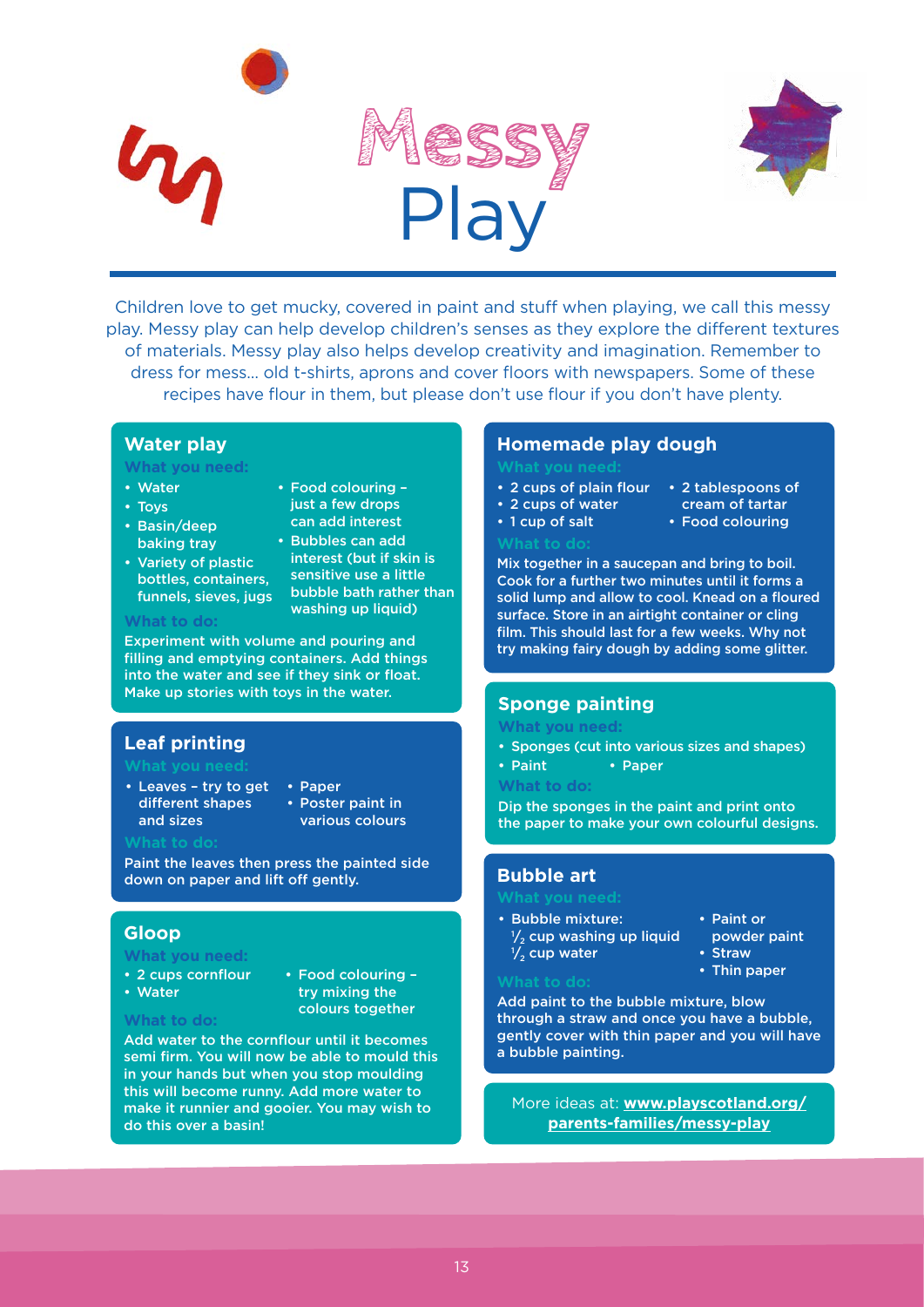# Messy Play

Children love to get mucky, covered in paint and stuff when playing, we call this messy play. Messy play can help develop children's senses as they explore the different textures of materials. Messy play also helps develop creativity and imagination. Remember to dress for mess... old t-shirts, aprons and cover floors with newspapers. Some of these recipes have flour in them, but please don't use flour if you don't have plenty.

## Water play

### What you need:

- Water
- Toys
- Basin/deep baking tray
- Variety of plastic bottles, containers, funnels, sieves, jugs
- Food colouring – just a few drops can add interest
- Bubbles can add interest (but if skin is sensitive use a little bubble bath rather than washing up liquid)

### What to do:

Experiment with volume and pouring and filling and emptying containers. Add things into the water and see if they sink or float. Make up stories with toys in the water.

## Leaf printing

### What you need:

- Leaves – try to get different shapes and sizes
- Paper
- Poster paint in various colours

### What to do:

Paint the leaves then press the painted side down on paper and lift off gently.

## Gloop

### What you need:

- 2 cups cornflour
- Water
- Food colouring – try mixing the colours together

### What to do:

Add water to the cornflour until it becomes semi firm. You will now be able to mould this in your hands but when you stop moulding this will become runny. Add more water to make it runnier and gooier. You may wish to do this over a basin!

## Homemade play dough

### What you need:

- 2 cups of plain flour
- 2 cups of water
- 1 cup of salt
- 2 tablespoons of cream of tartar
- Food colouring

### What to do:

Mix together in a saucepan and bring to boil. Cook for a further two minutes until it forms a solid lump and allow to cool. Knead on a floured surface. Store in an airtight container or cling film. This should last for a few weeks. Why not try making fairy dough by adding some glitter.

## Sponge painting

### What you need:

- Sponges (cut into various sizes and shapes)
- Paint
- Paper

### What to do:

Dip the sponges in the paint and print onto the paper to make your own colourful designs.

## Bubble art

### What you need:

- Bubble mixture:
  $\frac{1}{2}$ cup washing up liquid
  $\frac{1}{2}$ cup water
- Paint or powder paint
- Straw
- Thin paper

### What to do:

Add paint to the bubble mixture, blow through a straw and once you have a bubble, gently cover with thin paper and you will have a bubble painting.

More ideas at: **www.playscotland.org/parents-families/messy-play**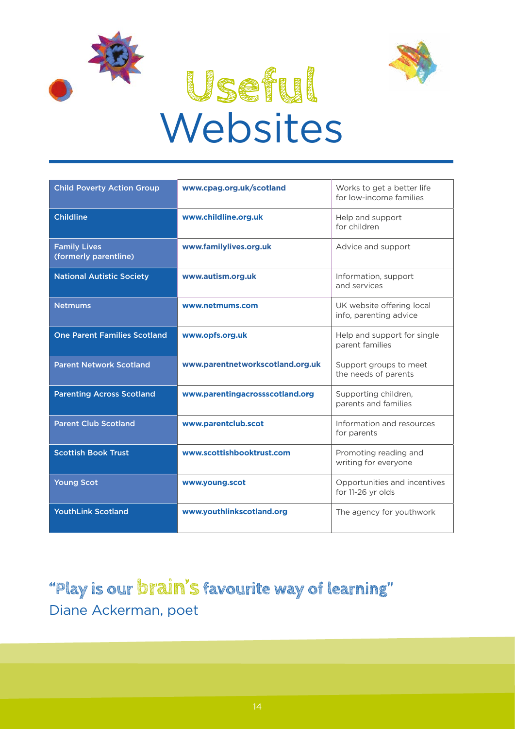# Useful Websites

| Child Poverty Action Group | www.cpag.org.uk/scotland | Works to get a better life for low-income families |
|---|---|---|
| Childline | www.childline.org.uk | Help and support for children |
| Family Lives (formerly parentline) | www.familylives.org.uk | Advice and support |
| National Autistic Society | www.autism.org.uk | Information, support and services |
| Netmums | www.netmums.com | UK website offering local info, parenting advice |
| One Parent Families Scotland | www.opfs.org.uk | Help and support for single parent families |
| Parent Network Scotland | www.parentnetworkscotland.org.uk | Support groups to meet the needs of parents |
| Parenting Across Scotland | www.parentingacrossscotland.org | Supporting children, parents and families |
| Parent Club Scotland | www.parentclub.scot | Information and resources for parents |
| Scottish Book Trust | www.scottishbooktrust.com | Promoting reading and writing for everyone |
| Young Scot | www.young.scot | Opportunities and incentives for 11-26 yr olds |
| YouthLink Scotland | www.youthlinkscotland.org | The agency for youthwork |

"Play is our brain's favourite way of learning"

Diane Ackerman, poet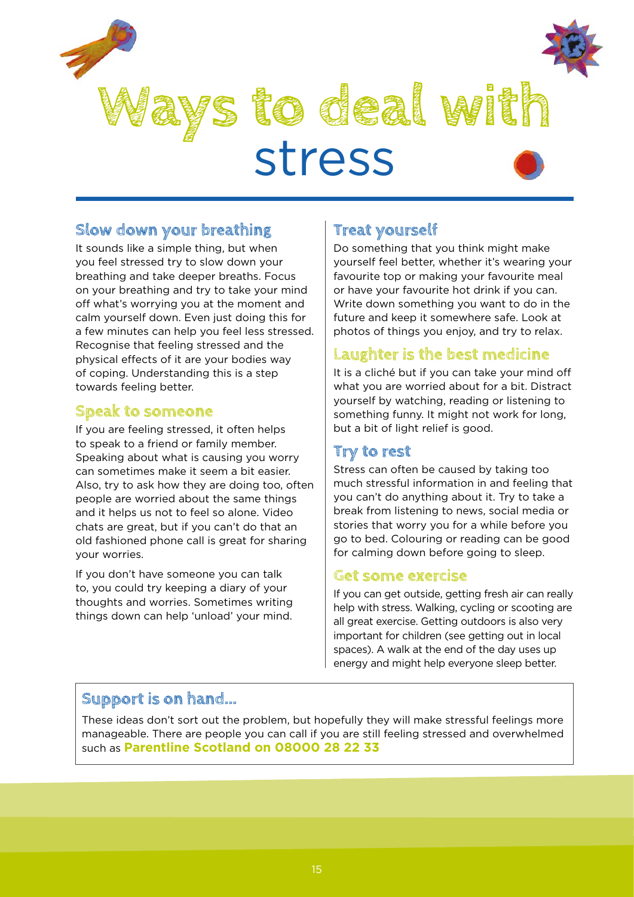# Ways to deal with stress

## Slow down your breathing

It sounds like a simple thing, but when you feel stressed try to slow down your breathing and take deeper breaths. Focus on your breathing and try to take your mind off what's worrying you at the moment and calm yourself down. Even just doing this for a few minutes can help you feel less stressed. Recognise that feeling stressed and the physical effects of it are your bodies way of coping. Understanding this is a step towards feeling better.

## Speak to someone

If you are feeling stressed, it often helps to speak to a friend or family member. Speaking about what is causing you worry can sometimes make it seem a bit easier. Also, try to ask how they are doing too, often people are worried about the same things and it helps us not to feel so alone. Video chats are great, but if you can't do that an old fashioned phone call is great for sharing your worries.

If you don't have someone you can talk to, you could try keeping a diary of your thoughts and worries. Sometimes writing things down can help 'unload' your mind.

## Treat yourself

Do something that you think might make yourself feel better, whether it's wearing your favourite top or making your favourite meal or have your favourite hot drink if you can. Write down something you want to do in the future and keep it somewhere safe. Look at photos of things you enjoy, and try to relax.

## Laughter is the best medicine

It is a cliché but if you can take your mind off what you are worried about for a bit. Distract yourself by watching, reading or listening to something funny. It might not work for long, but a bit of light relief is good.

## Try to rest

Stress can often be caused by taking too much stressful information in and feeling that you can't do anything about it. Try to take a break from listening to news, social media or stories that worry you for a while before you go to bed. Colouring or reading can be good for calming down before going to sleep.

## Get some exercise

If you can get outside, getting fresh air can really help with stress. Walking, cycling or scooting are all great exercise. Getting outdoors is also very important for children (see getting out in local spaces). A walk at the end of the day uses up energy and might help everyone sleep better.

## Support is on hand...

These ideas don't sort out the problem, but hopefully they will make stressful feelings more manageable. There are people you can call if you are still feeling stressed and overwhelmed such as **Parentline Scotland on 08000 28 22 33**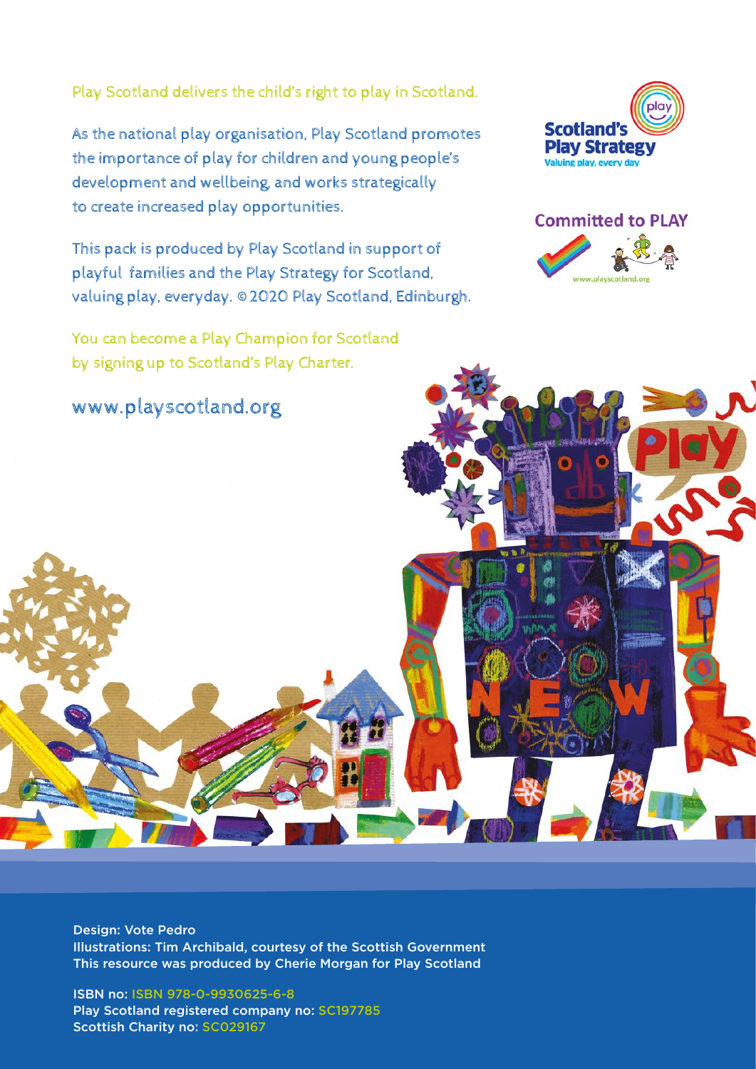Play Scotland delivers the child's right to play in Scotland.

As the national play organisation, Play Scotland promotes the importance of play for children and young people's development and wellbeing, and works strategically to create increased play opportunities.

This pack is produced by Play Scotland in support of playful families and the Play Strategy for Scotland, valuing play, everyday. © 2020 Play Scotland, Edinburgh.

You can become a Play Champion for Scotland by signing up to Scotland's Play Charter.

www.playscotland.org

Scotland's Play Strategy
Valuing play, every day

Committed to PLAY
www.playscotland.org

Design: Vote Pedro
Illustrations: Tim Archibald, courtesy of the Scottish Government
This resource was produced by Cherie Morgan for Play Scotland

ISBN no: ISBN 978-0-9930625-6-8
Play Scotland registered company no: SC197785
Scottish Charity no: SC029167